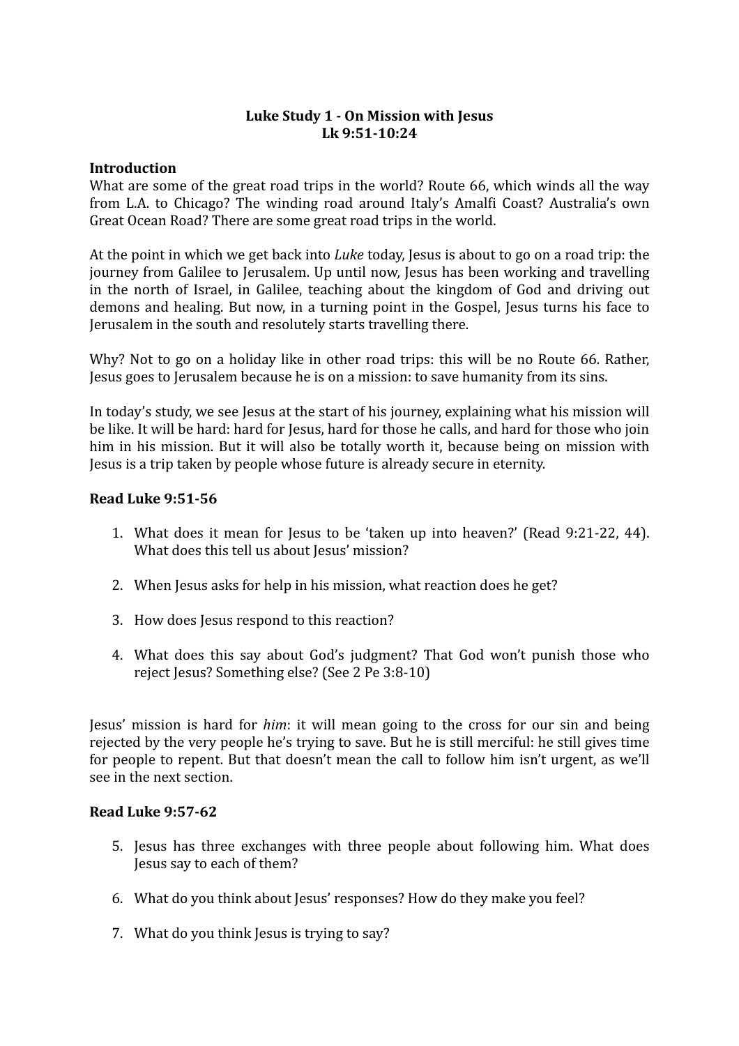**Luke Study 1 - On Mission with Jesus**
**Lk 9:51-10:24**

**Introduction**

What are some of the great road trips in the world? Route 66, which winds all the way from L.A. to Chicago? The winding road around Italy's Amalfi Coast? Australia's own Great Ocean Road? There are some great road trips in the world.

At the point in which we get back into *Luke* today, Jesus is about to go on a road trip: the journey from Galilee to Jerusalem. Up until now, Jesus has been working and travelling in the north of Israel, in Galilee, teaching about the kingdom of God and driving out demons and healing. But now, in a turning point in the Gospel, Jesus turns his face to Jerusalem in the south and resolutely starts travelling there.

Why? Not to go on a holiday like in other road trips: this will be no Route 66. Rather, Jesus goes to Jerusalem because he is on a mission: to save humanity from its sins.

In today's study, we see Jesus at the start of his journey, explaining what his mission will be like. It will be hard: hard for Jesus, hard for those he calls, and hard for those who join him in his mission. But it will also be totally worth it, because being on mission with Jesus is a trip taken by people whose future is already secure in eternity.

**Read Luke 9:51-56**

1. What does it mean for Jesus to be 'taken up into heaven?' (Read 9:21-22, 44). What does this tell us about Jesus' mission?
2. When Jesus asks for help in his mission, what reaction does he get?
3. How does Jesus respond to this reaction?
4. What does this say about God's judgment? That God won't punish those who reject Jesus? Something else? (See 2 Pe 3:8-10)

Jesus' mission is hard for *him*: it will mean going to the cross for our sin and being rejected by the very people he's trying to save. But he is still merciful: he still gives time for people to repent. But that doesn't mean the call to follow him isn't urgent, as we'll see in the next section.

**Read Luke 9:57-62**

5. Jesus has three exchanges with three people about following him. What does Jesus say to each of them?
6. What do you think about Jesus' responses? How do they make you feel?
7. What do you think Jesus is trying to say?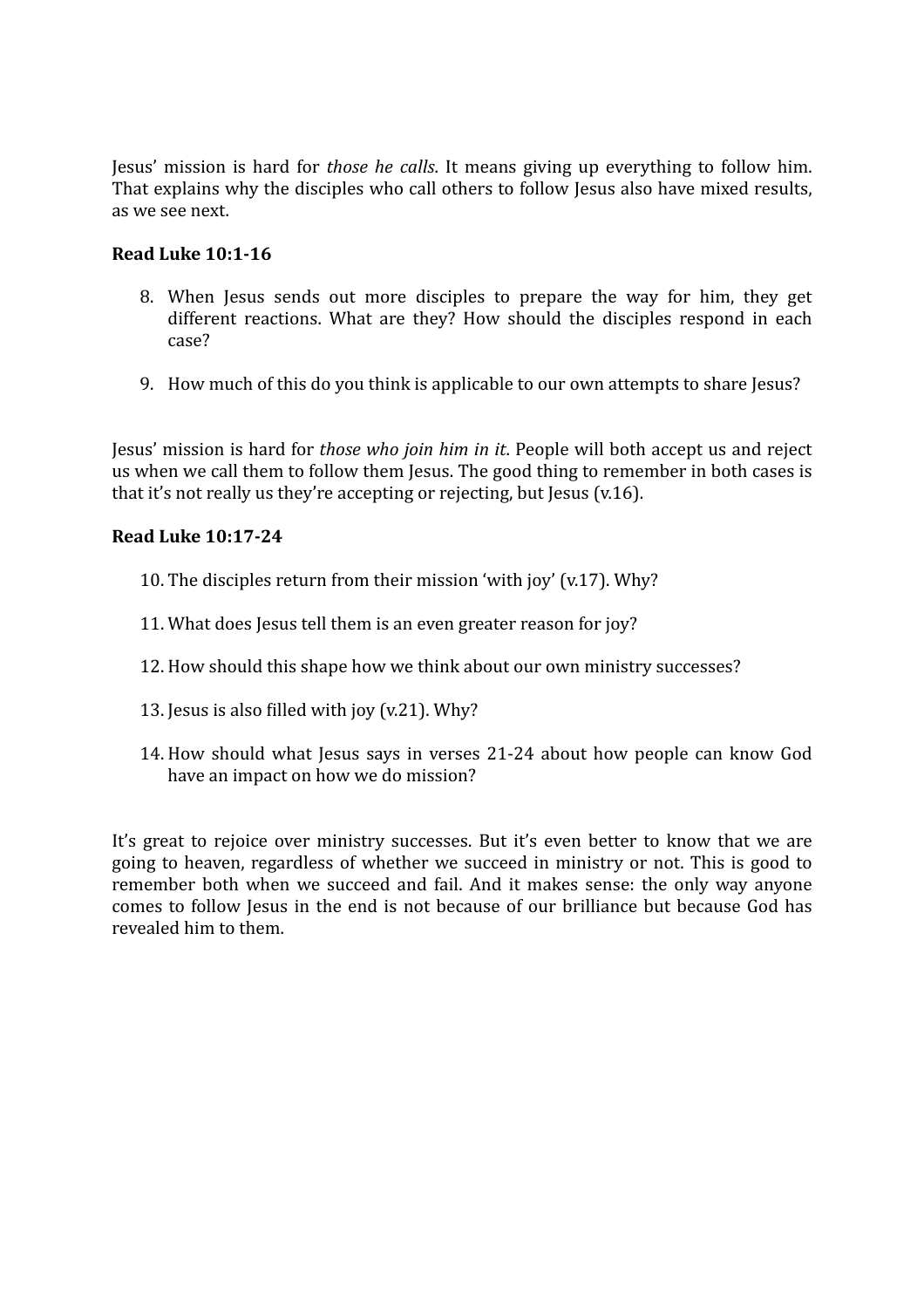Jesus' mission is hard for *those he calls*. It means giving up everything to follow him. That explains why the disciples who call others to follow Jesus also have mixed results, as we see next.

**Read Luke 10:1-16**

8. When Jesus sends out more disciples to prepare the way for him, they get different reactions. What are they? How should the disciples respond in each case?

9. How much of this do you think is applicable to our own attempts to share Jesus?

Jesus' mission is hard for *those who join him in it*. People will both accept us and reject us when we call them to follow them Jesus. The good thing to remember in both cases is that it's not really us they're accepting or rejecting, but Jesus (v.16).

**Read Luke 10:17-24**

10. The disciples return from their mission 'with joy' (v.17). Why?

11. What does Jesus tell them is an even greater reason for joy?

12. How should this shape how we think about our own ministry successes?

13. Jesus is also filled with joy (v.21). Why?

14. How should what Jesus says in verses 21-24 about how people can know God have an impact on how we do mission?

It's great to rejoice over ministry successes. But it's even better to know that we are going to heaven, regardless of whether we succeed in ministry or not. This is good to remember both when we succeed and fail. And it makes sense: the only way anyone comes to follow Jesus in the end is not because of our brilliance but because God has revealed him to them.